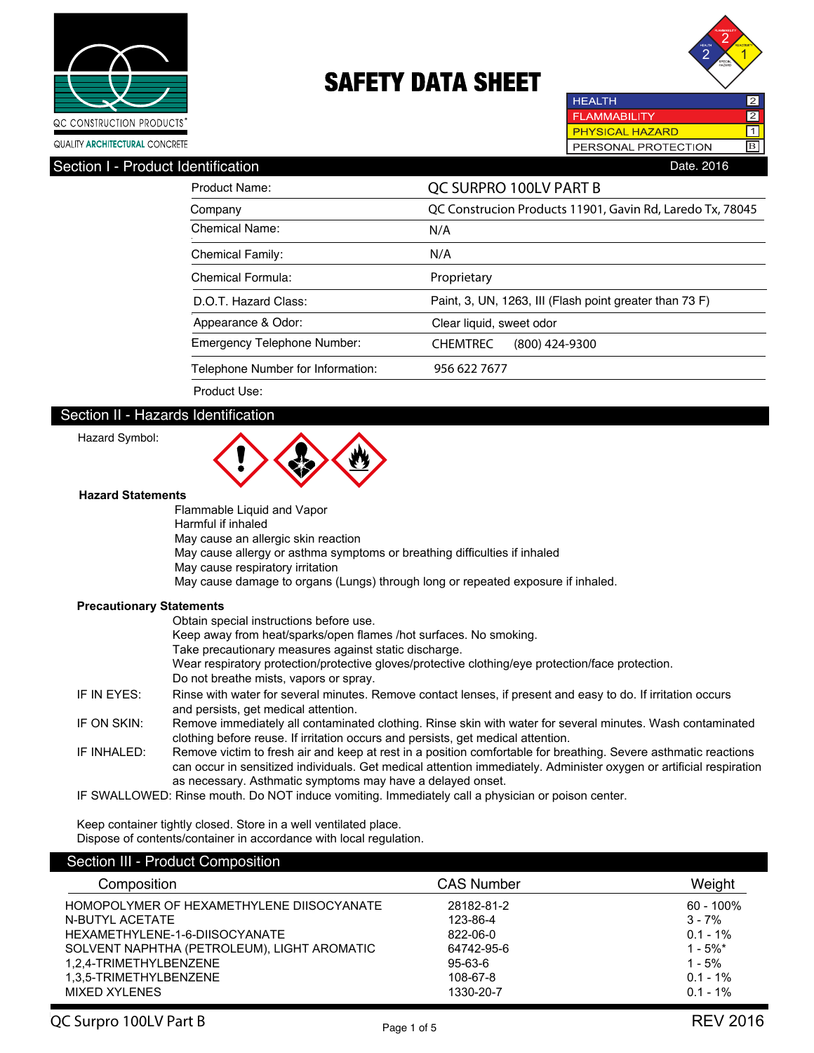QC CONSTRUCTION PRODUCTS®

QUALITY ARCHITECTURAL CONCRETE

# SAFETY DATA SHEET

| | |
|---|---|
| HEALTH | 2 |
| FLAMMABILITY | 2 |
| PHYSICAL HAZARD | 1 |
| PERSONAL PROTECTION | B |

## Section I - Product Identification

Date. 2016

| | |
|---|---|
| Product Name: | QC SURPRO 100LV PART B |
| Company | QC Construcion Products 11901, Gavin Rd, Laredo Tx, 78045 |
| Chemical Name: | N/A |
| Chemical Family: | N/A |
| Chemical Formula: | Proprietary |
| D.O.T. Hazard Class: | Paint, 3, UN, 1263, III (Flash point greater than 73 F) |
| Appearance & Odor: | Clear liquid, sweet odor |
| Emergency Telephone Number: | CHEMTREC (800) 424-9300 |
| Telephone Number for Information: | 956 622 7677 |
| Product Use: | |

## Section II - Hazards Identification

Hazard Symbol:

**Hazard Statements**

Flammable Liquid and Vapor
Harmful if inhaled
May cause an allergic skin reaction
May cause allergy or asthma symptoms or breathing difficulties if inhaled
May cause respiratory irritation
May cause damage to organs (Lungs) through long or repeated exposure if inhaled.

**Precautionary Statements**

Obtain special instructions before use.
Keep away from heat/sparks/open flames /hot surfaces. No smoking.
Take precautionary measures against static discharge.
Wear respiratory protection/protective gloves/protective clothing/eye protection/face protection.
Do not breathe mists, vapors or spray.

IF IN EYES: Rinse with water for several minutes. Remove contact lenses, if present and easy to do. If irritation occurs and persists, get medical attention.

IF ON SKIN: Remove immediately all contaminated clothing. Rinse skin with water for several minutes. Wash contaminated clothing before reuse. If irritation occurs and persists, get medical attention.

IF INHALED: Remove victim to fresh air and keep at rest in a position comfortable for breathing. Severe asthmatic reactions can occur in sensitized individuals. Get medical attention immediately. Administer oxygen or artificial respiration as necessary. Asthmatic symptoms may have a delayed onset.

IF SWALLOWED: Rinse mouth. Do NOT induce vomiting. Immediately call a physician or poison center.

Keep container tightly closed. Store in a well ventilated place.
Dispose of contents/container in accordance with local regulation.

## Section III - Product Composition

| Composition | CAS Number | Weight |
|---|---|---|
| HOMOPOLYMER OF HEXAMETHYLENE DIISOCYANATE | 28182-81-2 | 60 - 100% |
| N-BUTYL ACETATE | 123-86-4 | 3 - 7% |
| HEXAMETHYLENE-1-6-DIISOCYANATE | 822-06-0 | 0.1 - 1% |
| SOLVENT NAPHTHA (PETROLEUM), LIGHT AROMATIC | 64742-95-6 | 1 - 5%* |
| 1,2,4-TRIMETHYLBENZENE | 95-63-6 | 1 - 5% |
| 1,3,5-TRIMETHYLBENZENE | 108-67-8 | 0.1 - 1% |
| MIXED XYLENES | 1330-20-7 | 0.1 - 1% |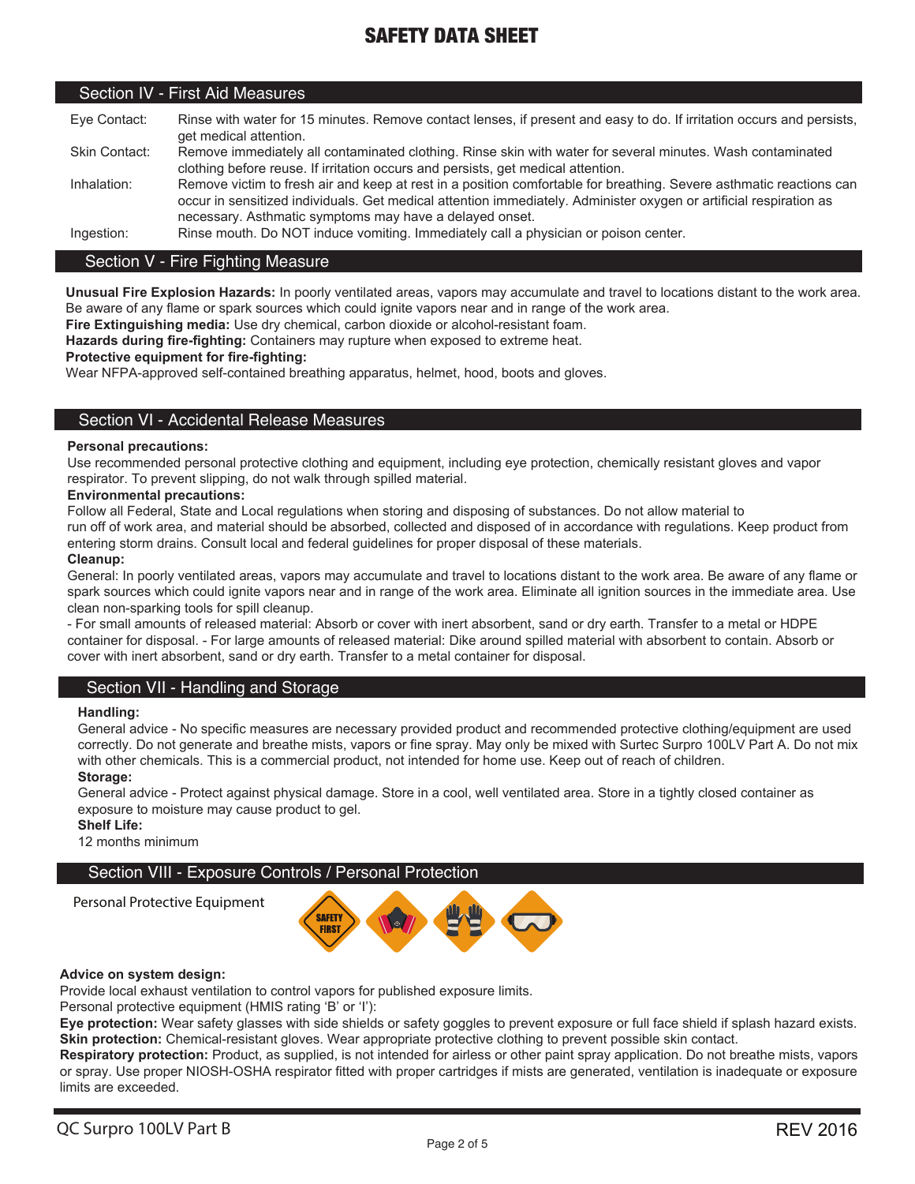# SAFETY DATA SHEET

## Section IV - First Aid Measures

| | |
|---|---|
| Eye Contact: | Rinse with water for 15 minutes. Remove contact lenses, if present and easy to do. If irritation occurs and persists, get medical attention. |
| Skin Contact: | Remove immediately all contaminated clothing. Rinse skin with water for several minutes. Wash contaminated clothing before reuse. If irritation occurs and persists, get medical attention. |
| Inhalation: | Remove victim to fresh air and keep at rest in a position comfortable for breathing. Severe asthmatic reactions can occur in sensitized individuals. Get medical attention immediately. Administer oxygen or artificial respiration as necessary. Asthmatic symptoms may have a delayed onset. |
| Ingestion: | Rinse mouth. Do NOT induce vomiting. Immediately call a physician or poison center. |

## Section V - Fire Fighting Measure

**Unusual Fire Explosion Hazards:** In poorly ventilated areas, vapors may accumulate and travel to locations distant to the work area. Be aware of any flame or spark sources which could ignite vapors near and in range of the work area.

**Fire Extinguishing media:** Use dry chemical, carbon dioxide or alcohol-resistant foam.

**Hazards during fire-fighting:** Containers may rupture when exposed to extreme heat.

**Protective equipment for fire-fighting:**

Wear NFPA-approved self-contained breathing apparatus, helmet, hood, boots and gloves.

## Section VI - Accidental Release Measures

**Personal precautions:**

Use recommended personal protective clothing and equipment, including eye protection, chemically resistant gloves and vapor respirator. To prevent slipping, do not walk through spilled material.

**Environmental precautions:**

Follow all Federal, State and Local regulations when storing and disposing of substances. Do not allow material to run off of work area, and material should be absorbed, collected and disposed of in accordance with regulations. Keep product from entering storm drains. Consult local and federal guidelines for proper disposal of these materials.

**Cleanup:**

General: In poorly ventilated areas, vapors may accumulate and travel to locations distant to the work area. Be aware of any flame or spark sources which could ignite vapors near and in range of the work area. Eliminate all ignition sources in the immediate area. Use clean non-sparking tools for spill cleanup.

- For small amounts of released material: Absorb or cover with inert absorbent, sand or dry earth. Transfer to a metal or HDPE container for disposal. - For large amounts of released material: Dike around spilled material with absorbent to contain. Absorb or cover with inert absorbent, sand or dry earth. Transfer to a metal container for disposal.

## Section VII - Handling and Storage

**Handling:**

General advice - No specific measures are necessary provided product and recommended protective clothing/equipment are used correctly. Do not generate and breathe mists, vapors or fine spray. May only be mixed with Surtec Surpro 100LV Part A. Do not mix with other chemicals. This is a commercial product, not intended for home use. Keep out of reach of children.

**Storage:**

General advice - Protect against physical damage. Store in a cool, well ventilated area. Store in a tightly closed container as exposure to moisture may cause product to gel.

**Shelf Life:**

12 months minimum

## Section VIII - Exposure Controls / Personal Protection

Personal Protective Equipment

**Advice on system design:**

Provide local exhaust ventilation to control vapors for published exposure limits.

Personal protective equipment (HMIS rating 'B' or 'I'):

**Eye protection:** Wear safety glasses with side shields or safety goggles to prevent exposure or full face shield if splash hazard exists.

**Skin protection:** Chemical-resistant gloves. Wear appropriate protective clothing to prevent possible skin contact.

**Respiratory protection:** Product, as supplied, is not intended for airless or other paint spray application. Do not breathe mists, vapors or spray. Use proper NIOSH-OSHA respirator fitted with proper cartridges if mists are generated, ventilation is inadequate or exposure limits are exceeded.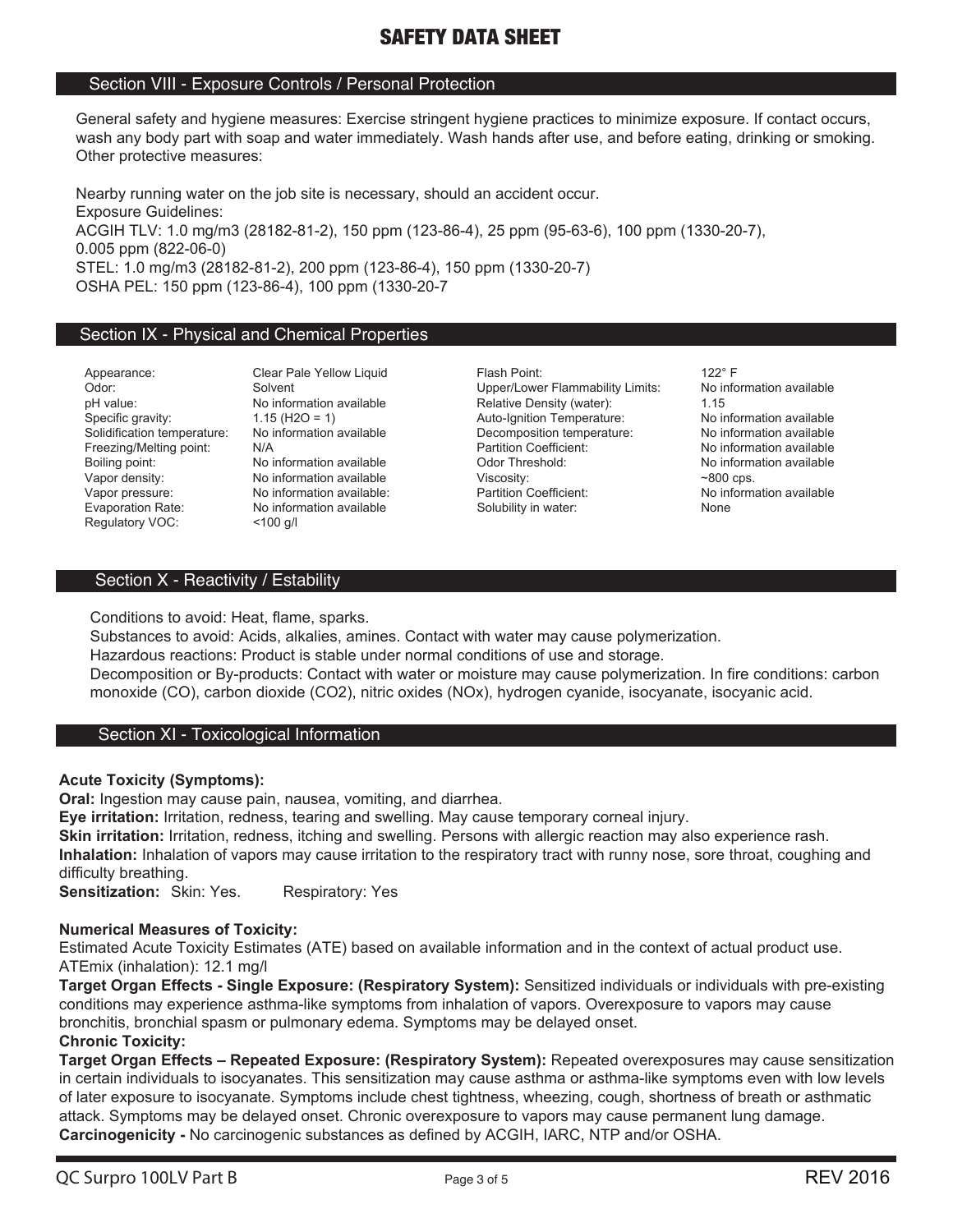# SAFETY DATA SHEET

## Section VIII - Exposure Controls / Personal Protection

General safety and hygiene measures: Exercise stringent hygiene practices to minimize exposure. If contact occurs, wash any body part with soap and water immediately. Wash hands after use, and before eating, drinking or smoking. Other protective measures:

Nearby running water on the job site is necessary, should an accident occur.
Exposure Guidelines:
ACGIH TLV: 1.0 mg/m3 (28182-81-2), 150 ppm (123-86-4), 25 ppm (95-63-6), 100 ppm (1330-20-7), 0.005 ppm (822-06-0)
STEL: 1.0 mg/m3 (28182-81-2), 200 ppm (123-86-4), 150 ppm (1330-20-7)
OSHA PEL: 150 ppm (123-86-4), 100 ppm (1330-20-7

## Section IX - Physical and Chemical Properties

| Property | Value | Property | Value |
|---|---|---|---|
| Appearance: | Clear Pale Yellow Liquid | Flash Point: | 122° F |
| Odor: | Solvent | Upper/Lower Flammability Limits: | No information available |
| pH value: | No information available | Relative Density (water): | 1.15 |
| Specific gravity: | 1.15 (H2O = 1) | Auto-Ignition Temperature: | No information available |
| Solidification temperature: | No information available | Decomposition temperature: | No information available |
| Freezing/Melting point: | N/A | Partition Coefficient: | No information available |
| Boiling point: | No information available | Odor Threshold: | No information available |
| Vapor density: | No information available | Viscosity: | ~800 cps. |
| Vapor pressure: | No information available: | Partition Coefficient: | No information available |
| Evaporation Rate: | No information available | Solubility in water: | None |
| Regulatory VOC: | <100 g/l | | |

## Section X - Reactivity / Estability

Conditions to avoid: Heat, flame, sparks.
Substances to avoid: Acids, alkalies, amines. Contact with water may cause polymerization.
Hazardous reactions: Product is stable under normal conditions of use and storage.
Decomposition or By-products: Contact with water or moisture may cause polymerization. In fire conditions: carbon monoxide (CO), carbon dioxide (CO2), nitric oxides (NOx), hydrogen cyanide, isocyanate, isocyanic acid.

## Section XI - Toxicological Information

**Acute Toxicity (Symptoms):**
**Oral:** Ingestion may cause pain, nausea, vomiting, and diarrhea.
**Eye irritation:** Irritation, redness, tearing and swelling. May cause temporary corneal injury.
**Skin irritation:** Irritation, redness, itching and swelling. Persons with allergic reaction may also experience rash.
**Inhalation:** Inhalation of vapors may cause irritation to the respiratory tract with runny nose, sore throat, coughing and difficulty breathing.
**Sensitization:** Skin: Yes. Respiratory: Yes

**Numerical Measures of Toxicity:**
Estimated Acute Toxicity Estimates (ATE) based on available information and in the context of actual product use.
ATEmix (inhalation): 12.1 mg/l
**Target Organ Effects - Single Exposure: (Respiratory System):** Sensitized individuals or individuals with pre-existing conditions may experience asthma-like symptoms from inhalation of vapors. Overexposure to vapors may cause bronchitis, bronchial spasm or pulmonary edema. Symptoms may be delayed onset.
**Chronic Toxicity:**
**Target Organ Effects – Repeated Exposure: (Respiratory System):** Repeated overexposures may cause sensitization in certain individuals to isocyanates. This sensitization may cause asthma or asthma-like symptoms even with low levels of later exposure to isocyanate. Symptoms include chest tightness, wheezing, cough, shortness of breath or asthmatic attack. Symptoms may be delayed onset. Chronic overexposure to vapors may cause permanent lung damage.
**Carcinogenicity -** No carcinogenic substances as defined by ACGIH, IARC, NTP and/or OSHA.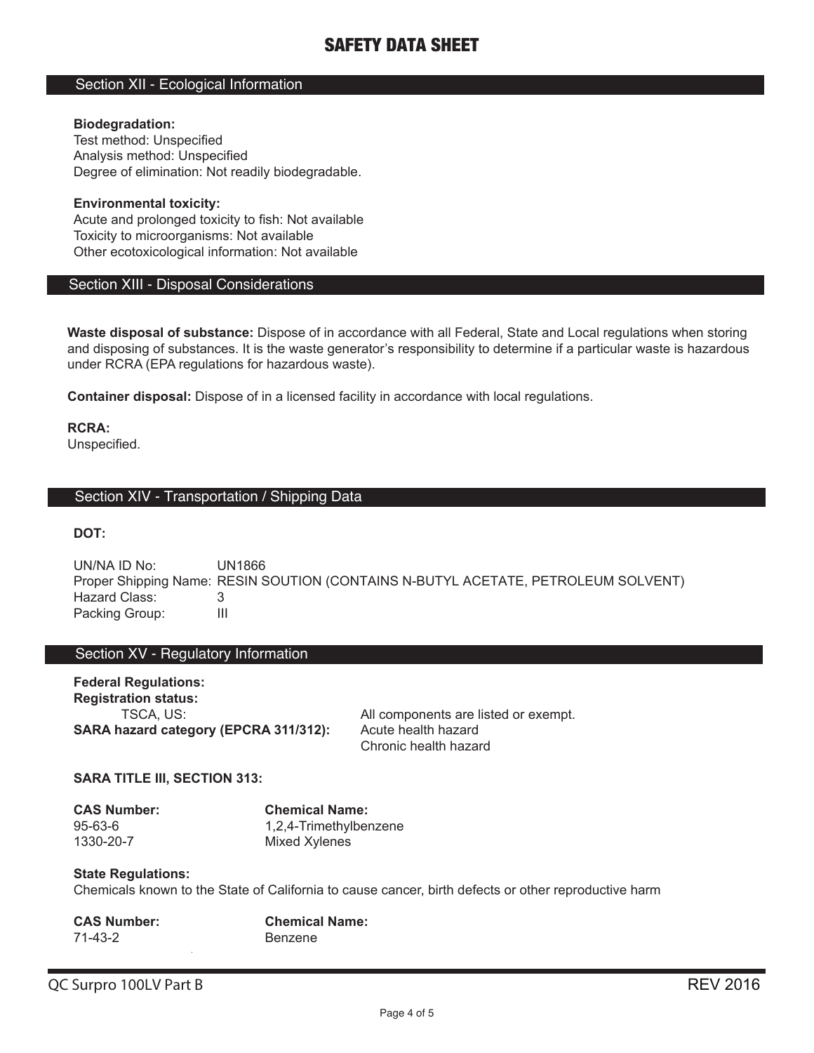# SAFETY DATA SHEET

## Section XII - Ecological Information

**Biodegradation:**
Test method: Unspecified
Analysis method: Unspecified
Degree of elimination: Not readily biodegradable.

**Environmental toxicity:**
Acute and prolonged toxicity to fish: Not available
Toxicity to microorganisms: Not available
Other ecotoxicological information: Not available

## Section XIII - Disposal Considerations

**Waste disposal of substance:** Dispose of in accordance with all Federal, State and Local regulations when storing and disposing of substances. It is the waste generator's responsibility to determine if a particular waste is hazardous under RCRA (EPA regulations for hazardous waste).

**Container disposal:** Dispose of in a licensed facility in accordance with local regulations.

**RCRA:**
Unspecified.

## Section XIV - Transportation / Shipping Data

**DOT:**

UN/NA ID No: UN1866
Proper Shipping Name: RESIN SOUTION (CONTAINS N-BUTYL ACETATE, PETROLEUM SOLVENT)
Hazard Class: 3
Packing Group: III

## Section XV - Regulatory Information

**Federal Regulations:**
**Registration status:**
TSCA, US: All components are listed or exempt.
**SARA hazard category (EPCRA 311/312):** Acute health hazard
Chronic health hazard

**SARA TITLE III, SECTION 313:**

| CAS Number: | Chemical Name: |
|---|---|
| 95-63-6 | 1,2,4-Trimethylbenzene |
| 1330-20-7 | Mixed Xylenes |

**State Regulations:**
Chemicals known to the State of California to cause cancer, birth defects or other reproductive harm

| CAS Number: | Chemical Name: |
|---|---|
| 71-43-2 | Benzene |

QC Surpro 100LV Part B REV 2016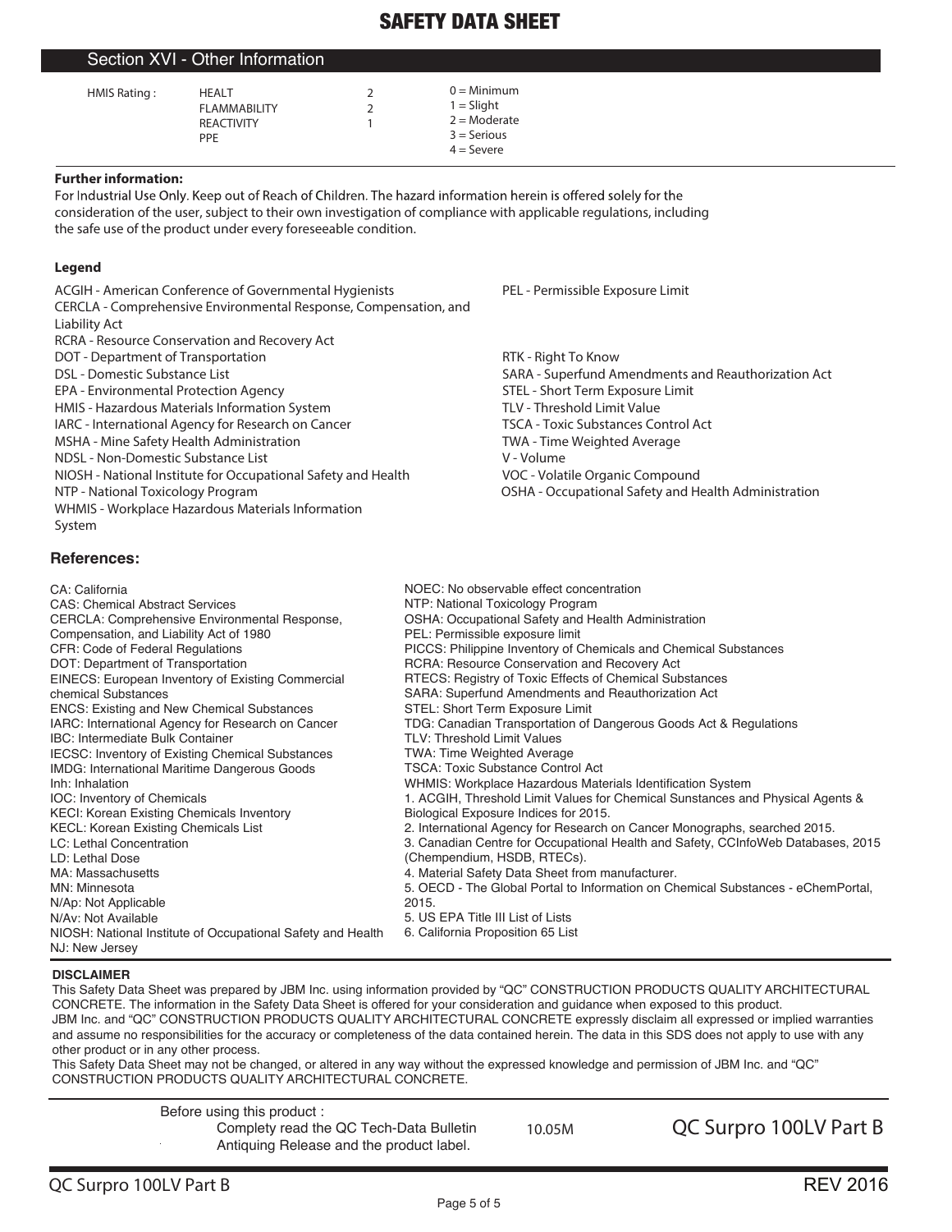## Section XVI - Other Information

| HMIS Rating : | | | |
|---|---|---|---|
| | HEALT | 2 | 0 = Minimum |
| | FLAMMABILITY | 2 | 1 = Slight |
| | REACTIVITY | 1 | 2 = Moderate |
| | PPE | | 3 = Serious |
| | | | 4 = Severe |

**Further information:**

For Industrial Use Only. Keep out of Reach of Children. The hazard information herein is offered solely for the consideration of the user, subject to their own investigation of compliance with applicable regulations, including the safe use of the product under every foreseeable condition.

**Legend**

ACGIH - American Conference of Governmental Hygienists
CERCLA - Comprehensive Environmental Response, Compensation, and Liability Act
RCRA - Resource Conservation and Recovery Act
DOT - Department of Transportation
DSL - Domestic Substance List
EPA - Environmental Protection Agency
HMIS - Hazardous Materials Information System
IARC - International Agency for Research on Cancer
MSHA - Mine Safety Health Administration
NDSL - Non-Domestic Substance List
NIOSH - National Institute for Occupational Safety and Health
NTP - National Toxicology Program
WHMIS - Workplace Hazardous Materials Information System
PEL - Permissible Exposure Limit
RTK - Right To Know
SARA - Superfund Amendments and Reauthorization Act
STEL - Short Term Exposure Limit
TLV - Threshold Limit Value
TSCA - Toxic Substances Control Act
TWA - Time Weighted Average
V - Volume
VOC - Volatile Organic Compound
OSHA - Occupational Safety and Health Administration

### References:

CA: California
CAS: Chemical Abstract Services
CERCLA: Comprehensive Environmental Response, Compensation, and Liability Act of 1980
CFR: Code of Federal Regulations
DOT: Department of Transportation
EINECS: European Inventory of Existing Commercial chemical Substances
ENCS: Existing and New Chemical Substances
IARC: International Agency for Research on Cancer
IBC: Intermediate Bulk Container
IECSC: Inventory of Existing Chemical Substances
IMDG: International Maritime Dangerous Goods
Inh: Inhalation
IOC: Inventory of Chemicals
KECI: Korean Existing Chemicals Inventory
KECL: Korean Existing Chemicals List
LC: Lethal Concentration
LD: Lethal Dose
MA: Massachusetts
MN: Minnesota
N/Ap: Not Applicable
N/Av: Not Available
NIOSH: National Institute of Occupational Safety and Health
NJ: New Jersey
NOEC: No observable effect concentration
NTP: National Toxicology Program
OSHA: Occupational Safety and Health Administration
PEL: Permissible exposure limit
PICCS: Philippine Inventory of Chemicals and Chemical Substances
RCRA: Resource Conservation and Recovery Act
RTECS: Registry of Toxic Effects of Chemical Substances
SARA: Superfund Amendments and Reauthorization Act
STEL: Short Term Exposure Limit
TDG: Canadian Transportation of Dangerous Goods Act & Regulations
TLV: Threshold Limit Values
TWA: Time Weighted Average
TSCA: Toxic Substance Control Act
WHMIS: Workplace Hazardous Materials Identification System

1. ACGIH, Threshold Limit Values for Chemical Sunstances and Physical Agents & Biological Exposure Indices for 2015.
2. International Agency for Research on Cancer Monographs, searched 2015.
3. Canadian Centre for Occupational Health and Safety, CCInfoWeb Databases, 2015 (Chempendium, HSDB, RTECs).
4. Material Safety Data Sheet from manufacturer.
5. OECD - The Global Portal to Information on Chemical Substances - eChemPortal, 2015.
5. US EPA Title III List of Lists
6. California Proposition 65 List

**DISCLAIMER**

This Safety Data Sheet was prepared by JBM Inc. using information provided by "QC" CONSTRUCTION PRODUCTS QUALITY ARCHITECTURAL CONCRETE. The information in the Safety Data Sheet is offered for your consideration and guidance when exposed to this product. JBM Inc. and "QC" CONSTRUCTION PRODUCTS QUALITY ARCHITECTURAL CONCRETE expressly disclaim all expressed or implied warranties and assume no responsibilities for the accuracy or completeness of the data contained herein. The data in this SDS does not apply to use with any other product or in any other process.

This Safety Data Sheet may not be changed, or altered in any way without the expressed knowledge and permission of JBM Inc. and "QC" CONSTRUCTION PRODUCTS QUALITY ARCHITECTURAL CONCRETE.

Before using this product :
Complety read the QC Tech-Data Bulletin Antiquing Release and the product label.

10.05M

QC Surpro 100LV Part B